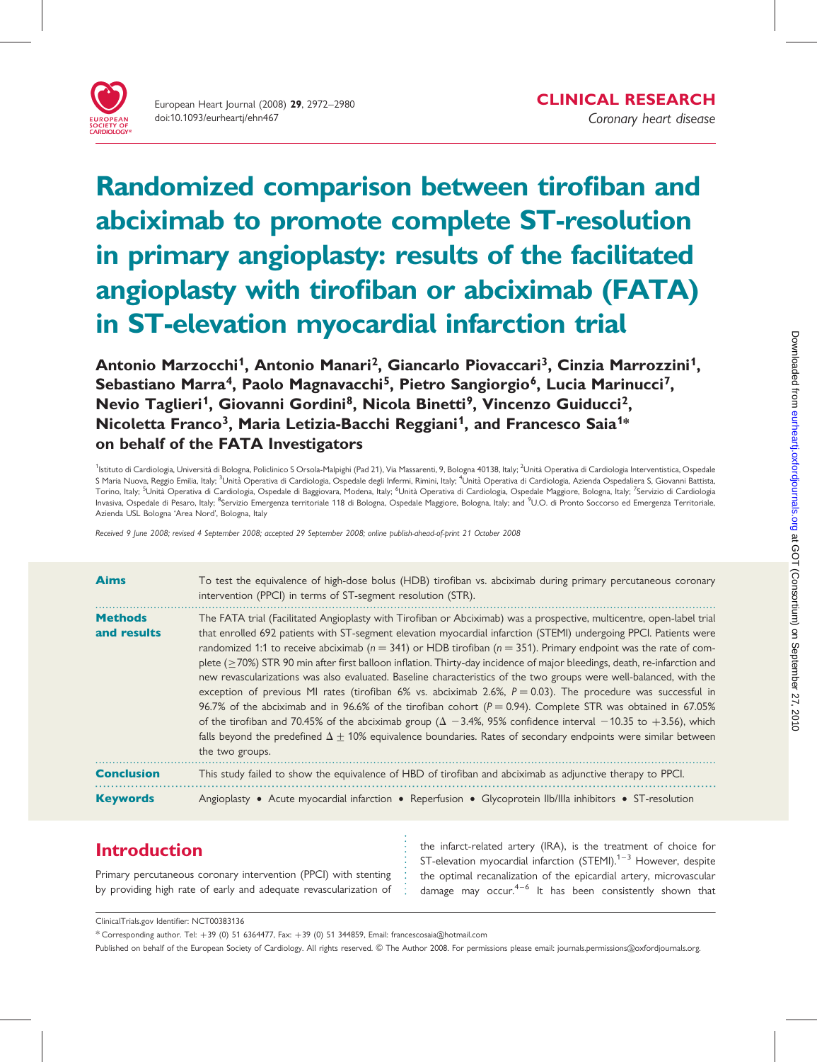# Randomized comparison between tirofiban and abciximab to promote complete ST-resolution in primary angioplasty: results of the facilitated angioplasty with tirofiban or abciximab (FATA) in ST-elevation myocardial infarction trial

**Antonio Marzocchi[1], Antonio Manari[2], Giancarlo Piovaccari[3], Cinzia Marrozzini[1], Sebastiano Marra[4], Paolo Magnavacchi[5], Pietro Sangiorgio[6], Lucia Marinucci[7], Nevio Taglieri[1], Giovanni Gordini[8], Nicola Binetti[9], Vincenzo Guiducci[2], Nicoletta Franco[3], Maria Letizia-Bacchi Reggiani[1], and Francesco Saia[1]\* on behalf of the FATA Investigators**

[1]Istituto di Cardiologia, Università di Bologna, Policlinico S Orsola-Malpighi (Pad 21), Via Massarenti, 9, Bologna 40138, Italy; [2]Unità Operativa di Cardiologia Interventistica, Ospedale S Maria Nuova, Reggio Emilia, Italy; [3]Unità Operativa di Cardiologia, Ospedale degli Infermi, Rimini, Italy; [4]Unità Operativa di Cardiologia, Azienda Ospedaliera S, Giovanni Battista, Torino, Italy; [5]Unità Operativa di Cardiologia, Ospedale di Baggiovara, Modena, Italy; [6]Unità Operativa di Cardiologia, Ospedale Maggiore, Bologna, Italy; [7]Servizio di Cardiologia Invasiva, Ospedale di Pesaro, Italy; [8]Servizio Emergenza territoriale 118 di Bologna, Ospedale Maggiore, Bologna, Italy; and [9]U.O. di Pronto Soccorso ed Emergenza Territoriale, Azienda USL Bologna 'Area Nord', Bologna, Italy

*Received 9 June 2008; revised 4 September 2008; accepted 29 September 2008; online publish-ahead-of-print 21 October 2008*

**Aims** To test the equivalence of high-dose bolus (HDB) tirofiban vs. abciximab during primary percutaneous coronary intervention (PPCI) in terms of ST-segment resolution (STR).

**Methods and results** The FATA trial (Facilitated Angioplasty with Tirofiban or Abciximab) was a prospective, multicentre, open-label trial that enrolled 692 patients with ST-segment elevation myocardial infarction (STEMI) undergoing PPCI. Patients were randomized 1:1 to receive abciximab ($n = 341$) or HDB tirofiban ($n = 351$). Primary endpoint was the rate of complete ($\geq$70%) STR 90 min after first balloon inflation. Thirty-day incidence of major bleedings, death, re-infarction and new revascularizations was also evaluated. Baseline characteristics of the two groups were well-balanced, with the exception of previous MI rates (tirofiban 6% vs. abciximab 2.6%, $P = 0.03$). The procedure was successful in 96.7% of the abciximab and in 96.6% of the tirofiban cohort ($P = 0.94$). Complete STR was obtained in 67.05% of the tirofiban and 70.45% of the abciximab group ($\Delta$ −3.4%, 95% confidence interval −10.35 to +3.56), which falls beyond the predefined $\Delta \pm 10\%$ equivalence boundaries. Rates of secondary endpoints were similar between the two groups.

**Conclusion** This study failed to show the equivalence of HBD of tirofiban and abciximab as adjunctive therapy to PPCI.

**Keywords** Angioplasty • Acute myocardial infarction • Reperfusion • Glycoprotein IIb/IIIa inhibitors • ST-resolution

## Introduction

Primary percutaneous coronary intervention (PPCI) with stenting by providing high rate of early and adequate revascularization of the infarct-related artery (IRA), is the treatment of choice for ST-elevation myocardial infarction (STEMI).[1–3] However, despite the optimal recanalization of the epicardial artery, microvascular damage may occur.[4–6] It has been consistently shown that

ClinicalTrials.gov Identifier: NCT00383136

\* Corresponding author. Tel: +39 (0) 51 6364477, Fax: +39 (0) 51 344859, Email: francescosaia@hotmail.com

Published on behalf of the European Society of Cardiology. All rights reserved. © The Author 2008. For permissions please email: journals.permissions@oxfordjournals.org.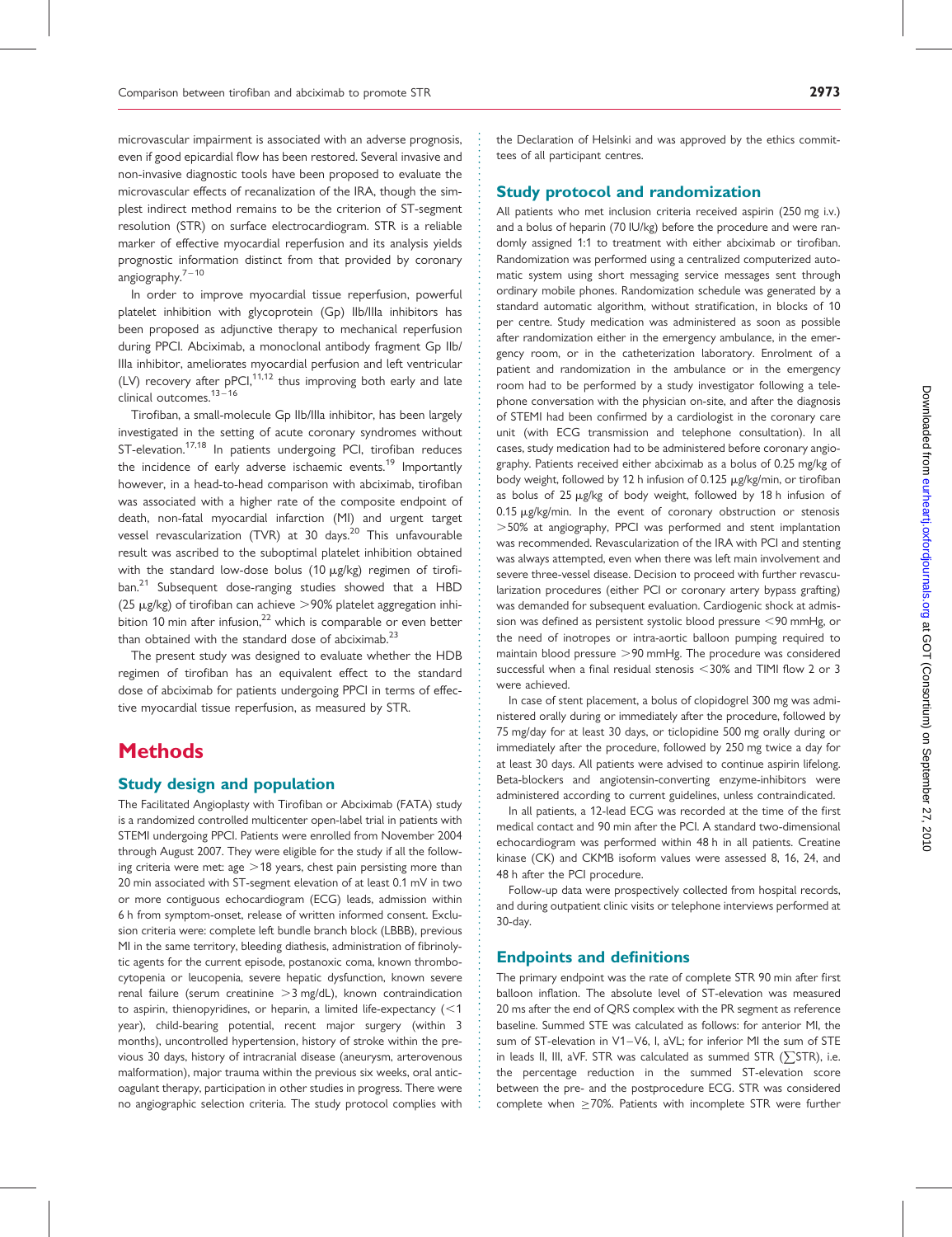microvascular impairment is associated with an adverse prognosis, even if good epicardial flow has been restored. Several invasive and non-invasive diagnostic tools have been proposed to evaluate the microvascular effects of recanalization of the IRA, though the simplest indirect method remains to be the criterion of ST-segment resolution (STR) on surface electrocardiogram. STR is a reliable marker of effective myocardial reperfusion and its analysis yields prognostic information distinct from that provided by coronary angiography.[7–10]

In order to improve myocardial tissue reperfusion, powerful platelet inhibition with glycoprotein (Gp) IIb/IIIa inhibitors has been proposed as adjunctive therapy to mechanical reperfusion during PPCI. Abciximab, a monoclonal antibody fragment Gp IIb/IIIa inhibitor, ameliorates myocardial perfusion and left ventricular (LV) recovery after pPCI,[11,12] thus improving both early and late clinical outcomes.[13–16]

Tirofiban, a small-molecule Gp IIb/IIIa inhibitor, has been largely investigated in the setting of acute coronary syndromes without ST-elevation.[17,18] In patients undergoing PCI, tirofiban reduces the incidence of early adverse ischaemic events.[19] Importantly however, in a head-to-head comparison with abciximab, tirofiban was associated with a higher rate of the composite endpoint of death, non-fatal myocardial infarction (MI) and urgent target vessel revascularization (TVR) at 30 days.[20] This unfavourable result was ascribed to the suboptimal platelet inhibition obtained with the standard low-dose bolus (10 μg/kg) regimen of tirofiban.[21] Subsequent dose-ranging studies showed that a HBD (25 μg/kg) of tirofiban can achieve >90% platelet aggregation inhibition 10 min after infusion,[22] which is comparable or even better than obtained with the standard dose of abciximab.[23]

The present study was designed to evaluate whether the HDB regimen of tirofiban has an equivalent effect to the standard dose of abciximab for patients undergoing PPCI in terms of effective myocardial tissue reperfusion, as measured by STR.

# Methods

## Study design and population

The Facilitated Angioplasty with Tirofiban or Abciximab (FATA) study is a randomized controlled multicenter open-label trial in patients with STEMI undergoing PPCI. Patients were enrolled from November 2004 through August 2007. They were eligible for the study if all the following criteria were met: age >18 years, chest pain persisting more than 20 min associated with ST-segment elevation of at least 0.1 mV in two or more contiguous echocardiogram (ECG) leads, admission within 6 h from symptom-onset, release of written informed consent. Exclusion criteria were: complete left bundle branch block (LBBB), previous MI in the same territory, bleeding diathesis, administration of fibrinolytic agents for the current episode, postanoxic coma, known thrombocytopenia or leucopenia, severe hepatic dysfunction, known severe renal failure (serum creatinine >3 mg/dL), known contraindication to aspirin, thienopyridines, or heparin, a limited life-expectancy (<1 year), child-bearing potential, recent major surgery (within 3 months), uncontrolled hypertension, history of stroke within the previous 30 days, history of intracranial disease (aneurysm, arterovenous malformation), major trauma within the previous six weeks, oral anticoagulant therapy, participation in other studies in progress. There were no angiographic selection criteria. The study protocol complies with the Declaration of Helsinki and was approved by the ethics committees of all participant centres.

## Study protocol and randomization

All patients who met inclusion criteria received aspirin (250 mg i.v.) and a bolus of heparin (70 IU/kg) before the procedure and were randomly assigned 1:1 to treatment with either abciximab or tirofiban. Randomization was performed using a centralized computerized automatic system using short messaging service messages sent through ordinary mobile phones. Randomization schedule was generated by a standard automatic algorithm, without stratification, in blocks of 10 per centre. Study medication was administered as soon as possible after randomization either in the emergency ambulance, in the emergency room, or in the catheterization laboratory. Enrolment of a patient and randomization in the ambulance or in the emergency room had to be performed by a study investigator following a telephone conversation with the physician on-site, and after the diagnosis of STEMI had been confirmed by a cardiologist in the coronary care unit (with ECG transmission and telephone consultation). In all cases, study medication had to be administered before coronary angiography. Patients received either abciximab as a bolus of 0.25 mg/kg of body weight, followed by 12 h infusion of 0.125 μg/kg/min, or tirofiban as bolus of 25 μg/kg of body weight, followed by 18 h infusion of 0.15 μg/kg/min. In the event of coronary obstruction or stenosis >50% at angiography, PPCI was performed and stent implantation was recommended. Revascularization of the IRA with PCI and stenting was always attempted, even when there was left main involvement and severe three-vessel disease. Decision to proceed with further revascularization procedures (either PCI or coronary artery bypass grafting) was demanded for subsequent evaluation. Cardiogenic shock at admission was defined as persistent systolic blood pressure <90 mmHg, or the need of inotropes or intra-aortic balloon pumping required to maintain blood pressure >90 mmHg. The procedure was considered successful when a final residual stenosis <30% and TIMI flow 2 or 3 were achieved.

In case of stent placement, a bolus of clopidogrel 300 mg was administered orally during or immediately after the procedure, followed by 75 mg/day for at least 30 days, or ticlopidine 500 mg orally during or immediately after the procedure, followed by 250 mg twice a day for at least 30 days. All patients were advised to continue aspirin lifelong. Beta-blockers and angiotensin-converting enzyme-inhibitors were administered according to current guidelines, unless contraindicated.

In all patients, a 12-lead ECG was recorded at the time of the first medical contact and 90 min after the PCI. A standard two-dimensional echocardiogram was performed within 48 h in all patients. Creatine kinase (CK) and CKMB isoform values were assessed 8, 16, 24, and 48 h after the PCI procedure.

Follow-up data were prospectively collected from hospital records, and during outpatient clinic visits or telephone interviews performed at 30-day.

## Endpoints and definitions

The primary endpoint was the rate of complete STR 90 min after first balloon inflation. The absolute level of ST-elevation was measured 20 ms after the end of QRS complex with the PR segment as reference baseline. Summed STE was calculated as follows: for anterior MI, the sum of ST-elevation in V1–V6, I, aVL; for inferior MI the sum of STE in leads II, III, aVF. STR was calculated as summed STR ($\sum$STR), i.e. the percentage reduction in the summed ST-elevation score between the pre- and the postprocedure ECG. STR was considered complete when ≥70%. Patients with incomplete STR were further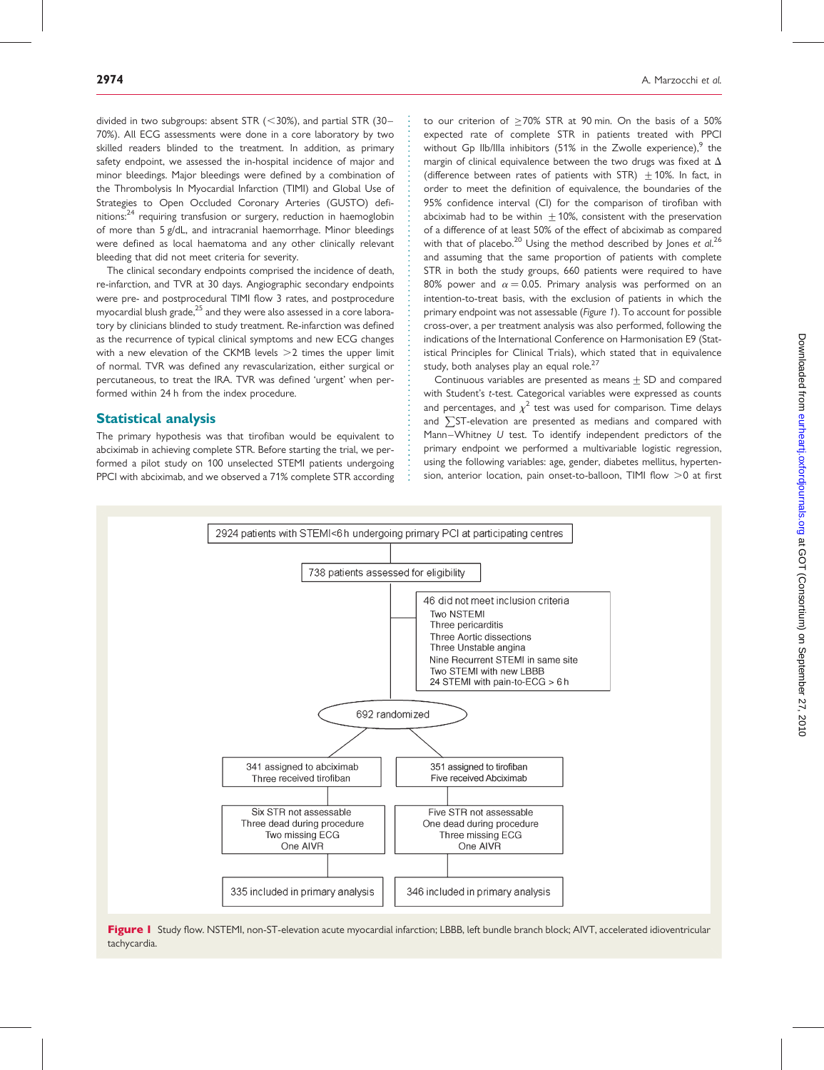divided in two subgroups: absent STR (<30%), and partial STR (30–70%). All ECG assessments were done in a core laboratory by two skilled readers blinded to the treatment. In addition, as primary safety endpoint, we assessed the in-hospital incidence of major and minor bleedings. Major bleedings were defined by a combination of the Thrombolysis In Myocardial Infarction (TIMI) and Global Use of Strategies to Open Occluded Coronary Arteries (GUSTO) definitions:[24] requiring transfusion or surgery, reduction in haemoglobin of more than 5 g/dL, and intracranial haemorrhage. Minor bleedings were defined as local haematoma and any other clinically relevant bleeding that did not meet criteria for severity.

The clinical secondary endpoints comprised the incidence of death, re-infarction, and TVR at 30 days. Angiographic secondary endpoints were pre- and postprocedural TIMI flow 3 rates, and postprocedure myocardial blush grade,[25] and they were also assessed in a core laboratory by clinicians blinded to study treatment. Re-infarction was defined as the recurrence of typical clinical symptoms and new ECG changes with a new elevation of the CKMB levels >2 times the upper limit of normal. TVR was defined any revascularization, either surgical or percutaneous, to treat the IRA. TVR was defined 'urgent' when performed within 24 h from the index procedure.

## Statistical analysis

The primary hypothesis was that tirofiban would be equivalent to abciximab in achieving complete STR. Before starting the trial, we performed a pilot study on 100 unselected STEMI patients undergoing PPCI with abciximab, and we observed a 71% complete STR according to our criterion of ≥70% STR at 90 min. On the basis of a 50% expected rate of complete STR in patients treated with PPCI without Gp IIb/IIIa inhibitors (51% in the Zwolle experience),[9] the margin of clinical equivalence between the two drugs was fixed at Δ (difference between rates of patients with STR) ±10%. In fact, in order to meet the definition of equivalence, the boundaries of the 95% confidence interval (CI) for the comparison of tirofiban with abciximab had to be within ±10%, consistent with the preservation of a difference of at least 50% of the effect of abciximab as compared with that of placebo.[20] Using the method described by Jones *et al.*[26] and assuming that the same proportion of patients with complete STR in both the study groups, 660 patients were required to have 80% power and $\alpha = 0.05$. Primary analysis was performed on an intention-to-treat basis, with the exclusion of patients in which the primary endpoint was not assessable (*Figure 1*). To account for possible cross-over, a per treatment analysis was also performed, following the indications of the International Conference on Harmonisation E9 (Statistical Principles for Clinical Trials), which stated that in equivalence study, both analyses play an equal role.[27]

Continuous variables are presented as means ± SD and compared with Student's *t*-test. Categorical variables were expressed as counts and percentages, and $\chi^2$ test was used for comparison. Time delays and $\sum$ST-elevation are presented as medians and compared with Mann–Whitney *U* test. To identify independent predictors of the primary endpoint we performed a multivariable logistic regression, using the following variables: age, gender, diabetes mellitus, hypertension, anterior location, pain onset-to-balloon, TIMI flow >0 at first

2924 patients with STEMI<6 h undergoing primary PCI at participating centres

738 patients assessed for eligibility

46 did not meet inclusion criteria
- Two NSTEMI
- Three pericarditis
- Three Aortic dissections
- Three Unstable angina
- Nine Recurrent STEMI in same site
- Two STEMI with new LBBB
- 24 STEMI with pain-to-ECG > 6 h

692 randomized

| 341 assigned to abciximab<br>Three received tirofiban | 351 assigned to tirofiban<br>Five received Abciximab |
|---|---|
| Six STR not assessable<br>Three dead during procedure<br>Two missing ECG<br>One AIVR | Five STR not assessable<br>One dead during procedure<br>Three missing ECG<br>One AIVR |
| 335 included in primary analysis | 346 included in primary analysis |

**Figure 1** Study flow. NSTEMI, non-ST-elevation acute myocardial infarction; LBBB, left bundle branch block; AIVT, accelerated idioventricular tachycardia.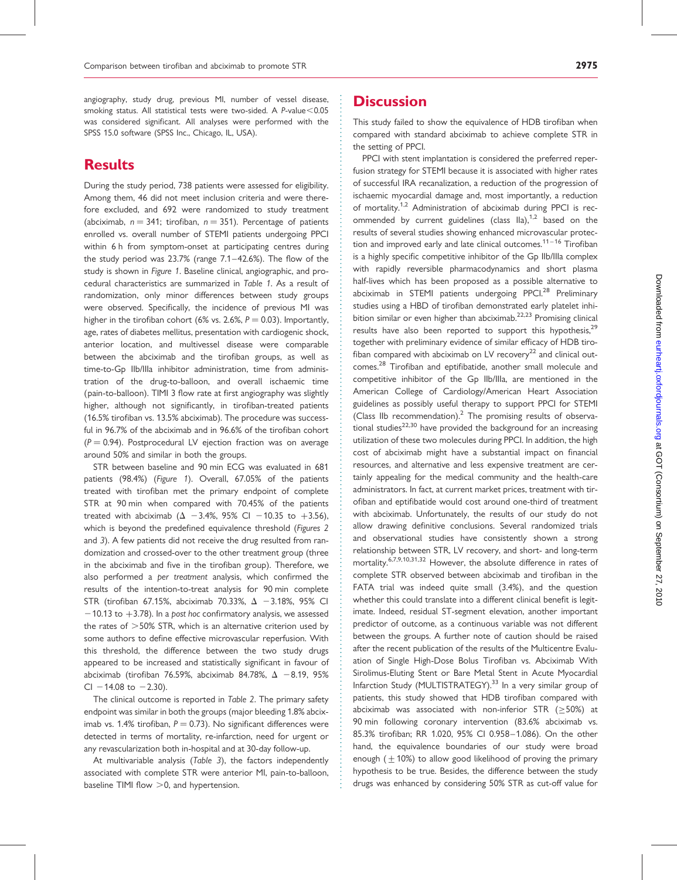angiography, study drug, previous MI, number of vessel disease, smoking status. All statistical tests were two-sided. A $P$-value<0.05 was considered significant. All analyses were performed with the SPSS 15.0 software (SPSS Inc., Chicago, IL, USA).

## Results

During the study period, 738 patients were assessed for eligibility. Among them, 46 did not meet inclusion criteria and were therefore excluded, and 692 were randomized to study treatment (abciximab, $n = 341$; tirofiban, $n = 351$). Percentage of patients enrolled vs. overall number of STEMI patients undergoing PPCI within 6 h from symptom-onset at participating centres during the study period was 23.7% (range 7.1–42.6%). The flow of the study is shown in *Figure 1*. Baseline clinical, angiographic, and procedural characteristics are summarized in *Table 1*. As a result of randomization, only minor differences between study groups were observed. Specifically, the incidence of previous MI was higher in the tirofiban cohort (6% vs. 2.6%, $P = 0.03$). Importantly, age, rates of diabetes mellitus, presentation with cardiogenic shock, anterior location, and multivessel disease were comparable between the abciximab and the tirofiban groups, as well as time-to-Gp IIb/IIIa inhibitor administration, time from administration of the drug-to-balloon, and overall ischaemic time (pain-to-balloon). TIMI 3 flow rate at first angiography was slightly higher, although not significantly, in tirofiban-treated patients (16.5% tirofiban vs. 13.5% abciximab). The procedure was successful in 96.7% of the abciximab and in 96.6% of the tirofiban cohort ($P = 0.94$). Postprocedural LV ejection fraction was on average around 50% and similar in both the groups.

STR between baseline and 90 min ECG was evaluated in 681 patients (98.4%) (*Figure 1*). Overall, 67.05% of the patients treated with tirofiban met the primary endpoint of complete STR at 90 min when compared with 70.45% of the patients treated with abciximab ($\Delta$ −3.4%, 95% CI −10.35 to +3.56), which is beyond the predefined equivalence threshold (*Figures 2* and *3*). A few patients did not receive the drug resulted from randomization and crossed-over to the other treatment group (three in the abciximab and five in the tirofiban group). Therefore, we also performed a *per treatment* analysis, which confirmed the results of the intention-to-treat analysis for 90 min complete STR (tirofiban 67.15%, abciximab 70.33%, $\Delta$ −3.18%, 95% CI −10.13 to +3.78). In a *post hoc* confirmatory analysis, we assessed the rates of >50% STR, which is an alternative criterion used by some authors to define effective microvascular reperfusion. With this threshold, the difference between the two study drugs appeared to be increased and statistically significant in favour of abciximab (tirofiban 76.59%, abciximab 84.78%, $\Delta$ −8.19, 95% CI −14.08 to −2.30).

The clinical outcome is reported in *Table 2*. The primary safety endpoint was similar in both the groups (major bleeding 1.8% abciximab vs. 1.4% tirofiban, $P = 0.73$). No significant differences were detected in terms of mortality, re-infarction, need for urgent or any revascularization both in-hospital and at 30-day follow-up.

At multivariable analysis (*Table 3*), the factors independently associated with complete STR were anterior MI, pain-to-balloon, baseline TIMI flow >0, and hypertension.

## Discussion

This study failed to show the equivalence of HDB tirofiban when compared with standard abciximab to achieve complete STR in the setting of PPCI.

PPCI with stent implantation is considered the preferred reperfusion strategy for STEMI because it is associated with higher rates of successful IRA recanalization, a reduction of the progression of ischaemic myocardial damage and, most importantly, a reduction of mortality.[1,2] Administration of abciximab during PPCI is recommended by current guidelines (class IIa),[1,2] based on the results of several studies showing enhanced microvascular protection and improved early and late clinical outcomes.[11–16] Tirofiban is a highly specific competitive inhibitor of the Gp IIb/IIIa complex with rapidly reversible pharmacodynamics and short plasma half-lives which has been proposed as a possible alternative to abciximab in STEMI patients undergoing PPCI.[28] Preliminary studies using a HBD of tirofiban demonstrated early platelet inhibition similar or even higher than abciximab.[22,23] Promising clinical results have also been reported to support this hypothesis,[29] together with preliminary evidence of similar efficacy of HDB tirofiban compared with abciximab on LV recovery[22] and clinical outcomes.[28] Tirofiban and eptifibatide, another small molecule and competitive inhibitor of the Gp IIb/IIIa, are mentioned in the American College of Cardiology/American Heart Association guidelines as possibly useful therapy to support PPCI for STEMI (Class IIb recommendation).[2] The promising results of observational studies[22,30] have provided the background for an increasing utilization of these two molecules during PPCI. In addition, the high cost of abciximab might have a substantial impact on financial resources, and alternative and less expensive treatment are certainly appealing for the medical community and the health-care administrators. In fact, at current market prices, treatment with tirofiban and eptifibatide would cost around one-third of treatment with abciximab. Unfortunately, the results of our study do not allow drawing definitive conclusions. Several randomized trials and observational studies have consistently shown a strong relationship between STR, LV recovery, and short- and long-term mortality.[6,7,9,10,31,32] However, the absolute difference in rates of complete STR observed between abciximab and tirofiban in the FATA trial was indeed quite small (3.4%), and the question whether this could translate into a different clinical benefit is legitimate. Indeed, residual ST-segment elevation, another important predictor of outcome, as a continuous variable was not different between the groups. A further note of caution should be raised after the recent publication of the results of the Multicentre Evaluation of Single High-Dose Bolus Tirofiban vs. Abciximab With Sirolimus-Eluting Stent or Bare Metal Stent in Acute Myocardial Infarction Study (MULTISTRATEGY).[33] In a very similar group of patients, this study showed that HDB tirofiban compared with abciximab was associated with non-inferior STR (≥50%) at 90 min following coronary intervention (83.6% abciximab vs. 85.3% tirofiban; RR 1.020, 95% CI 0.958–1.086). On the other hand, the equivalence boundaries of our study were broad enough (±10%) to allow good likelihood of proving the primary hypothesis to be true. Besides, the difference between the study drugs was enhanced by considering 50% STR as cut-off value for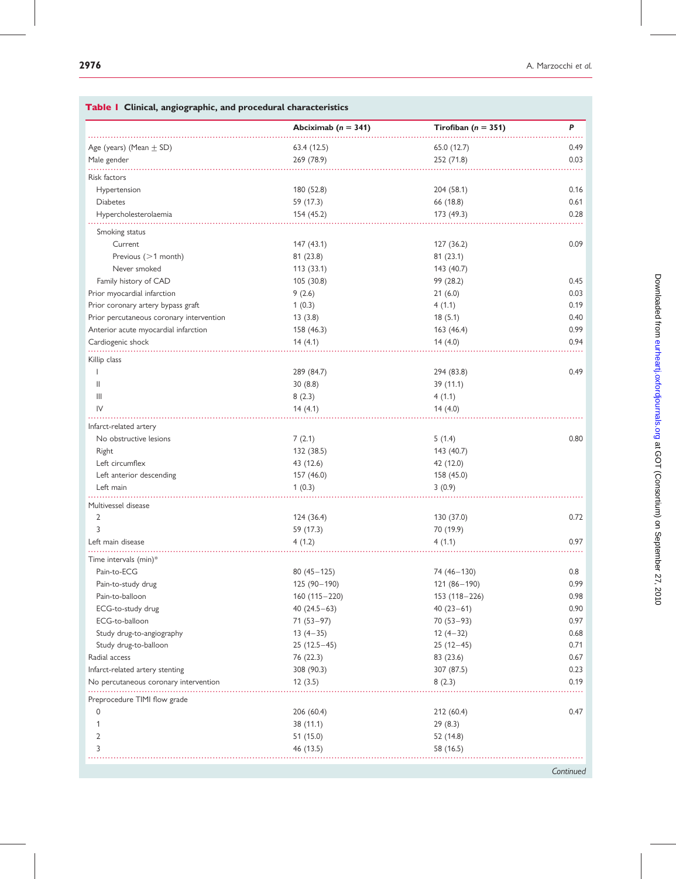**Table 1 Clinical, angiographic, and procedural characteristics**

| | Abciximab (n = 341) | Tirofiban (n = 351) | P |
|---|---|---|---|
| Age (years) (Mean ± SD) | 63.4 (12.5) | 65.0 (12.7) | 0.49 |
| Male gender | 269 (78.9) | 252 (71.8) | 0.03 |
| Risk factors | | | |
| Hypertension | 180 (52.8) | 204 (58.1) | 0.16 |
| Diabetes | 59 (17.3) | 66 (18.8) | 0.61 |
| Hypercholesterolaemia | 154 (45.2) | 173 (49.3) | 0.28 |
| Smoking status | | | |
| Current | 147 (43.1) | 127 (36.2) | 0.09 |
| Previous (>1 month) | 81 (23.8) | 81 (23.1) | |
| Never smoked | 113 (33.1) | 143 (40.7) | |
| Family history of CAD | 105 (30.8) | 99 (28.2) | 0.45 |
| Prior myocardial infarction | 9 (2.6) | 21 (6.0) | 0.03 |
| Prior coronary artery bypass graft | 1 (0.3) | 4 (1.1) | 0.19 |
| Prior percutaneous coronary intervention | 13 (3.8) | 18 (5.1) | 0.40 |
| Anterior acute myocardial infarction | 158 (46.3) | 163 (46.4) | 0.99 |
| Cardiogenic shock | 14 (4.1) | 14 (4.0) | 0.94 |
| Killip class | | | |
| I | 289 (84.7) | 294 (83.8) | 0.49 |
| II | 30 (8.8) | 39 (11.1) | |
| III | 8 (2.3) | 4 (1.1) | |
| IV | 14 (4.1) | 14 (4.0) | |
| Infarct-related artery | | | |
| No obstructive lesions | 7 (2.1) | 5 (1.4) | 0.80 |
| Right | 132 (38.5) | 143 (40.7) | |
| Left circumflex | 43 (12.6) | 42 (12.0) | |
| Left anterior descending | 157 (46.0) | 158 (45.0) | |
| Left main | 1 (0.3) | 3 (0.9) | |
| Multivessel disease | | | |
| 2 | 124 (36.4) | 130 (37.0) | 0.72 |
| 3 | 59 (17.3) | 70 (19.9) | |
| Left main disease | 4 (1.2) | 4 (1.1) | 0.97 |
| Time intervals (min)* | | | |
| Pain-to-ECG | 80 (45–125) | 74 (46–130) | 0.8 |
| Pain-to-study drug | 125 (90–190) | 121 (86–190) | 0.99 |
| Pain-to-balloon | 160 (115–220) | 153 (118–226) | 0.98 |
| ECG-to-study drug | 40 (24.5–63) | 40 (23–61) | 0.90 |
| ECG-to-balloon | 71 (53–97) | 70 (53–93) | 0.97 |
| Study drug-to-angiography | 13 (4–35) | 12 (4–32) | 0.68 |
| Study drug-to-balloon | 25 (12.5–45) | 25 (12–45) | 0.71 |
| Radial access | 76 (22.3) | 83 (23.6) | 0.67 |
| Infarct-related artery stenting | 308 (90.3) | 307 (87.5) | 0.23 |
| No percutaneous coronary intervention | 12 (3.5) | 8 (2.3) | 0.19 |
| Preprocedure TIMI flow grade | | | |
| 0 | 206 (60.4) | 212 (60.4) | 0.47 |
| 1 | 38 (11.1) | 29 (8.3) | |
| 2 | 51 (15.0) | 52 (14.8) | |
| 3 | 46 (13.5) | 58 (16.5) | |

*Continued*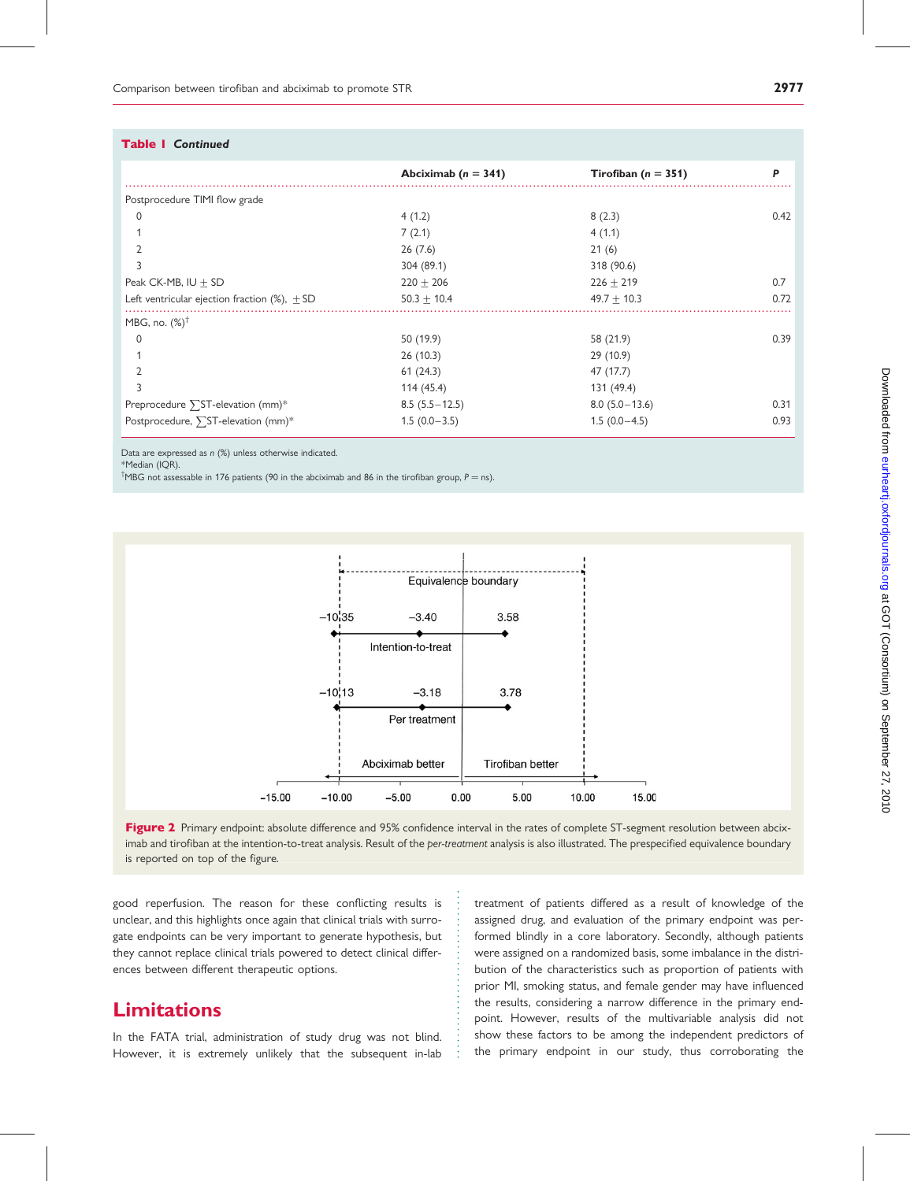**Table 1** *Continued*

| | Abciximab ($n$ = 341) | Tirofiban ($n$ = 351) | *P* |
|---|---|---|---|
| Postprocedure TIMI flow grade | | | |
| 0 | 4 (1.2) | 8 (2.3) | 0.42 |
| 1 | 7 (2.1) | 4 (1.1) | |
| 2 | 26 (7.6) | 21 (6) | |
| 3 | 304 (89.1) | 318 (90.6) | |
| Peak CK-MB, IU ± SD | 220 ± 206 | 226 ± 219 | 0.7 |
| Left ventricular ejection fraction (%), ± SD | 50.3 ± 10.4 | 49.7 ± 10.3 | 0.72 |
| MBG, no. (%)[†] | | | |
| 0 | 50 (19.9) | 58 (21.9) | 0.39 |
| 1 | 26 (10.3) | 29 (10.9) | |
| 2 | 61 (24.3) | 47 (17.7) | |
| 3 | 114 (45.4) | 131 (49.4) | |
| Preprocedure ∑ST-elevation (mm)* | 8.5 (5.5–12.5) | 8.0 (5.0–13.6) | 0.31 |
| Postprocedure, ∑ST-elevation (mm)* | 1.5 (0.0–3.5) | 1.5 (0.0–4.5) | 0.93 |

Data are expressed as *n* (%) unless otherwise indicated.
*Median (IQR).
[†]MBG not assessable in 176 patients (90 in the abciximab and 86 in the tirofiban group, *P* = ns).

**Figure 2** Primary endpoint: absolute difference and 95% confidence interval in the rates of complete ST-segment resolution between abciximab and tirofiban at the intention-to-treat analysis. Result of the *per-treatment* analysis is also illustrated. The prespecified equivalence boundary is reported on top of the figure.

good reperfusion. The reason for these conflicting results is unclear, and this highlights once again that clinical trials with surrogate endpoints can be very important to generate hypothesis, but they cannot replace clinical trials powered to detect clinical differences between different therapeutic options.

## Limitations

In the FATA trial, administration of study drug was not blind. However, it is extremely unlikely that the subsequent in-lab treatment of patients differed as a result of knowledge of the assigned drug, and evaluation of the primary endpoint was performed blindly in a core laboratory. Secondly, although patients were assigned on a randomized basis, some imbalance in the distribution of the characteristics such as proportion of patients with prior MI, smoking status, and female gender may have influenced the results, considering a narrow difference in the primary endpoint. However, results of the multivariable analysis did not show these factors to be among the independent predictors of the primary endpoint in our study, thus corroborating the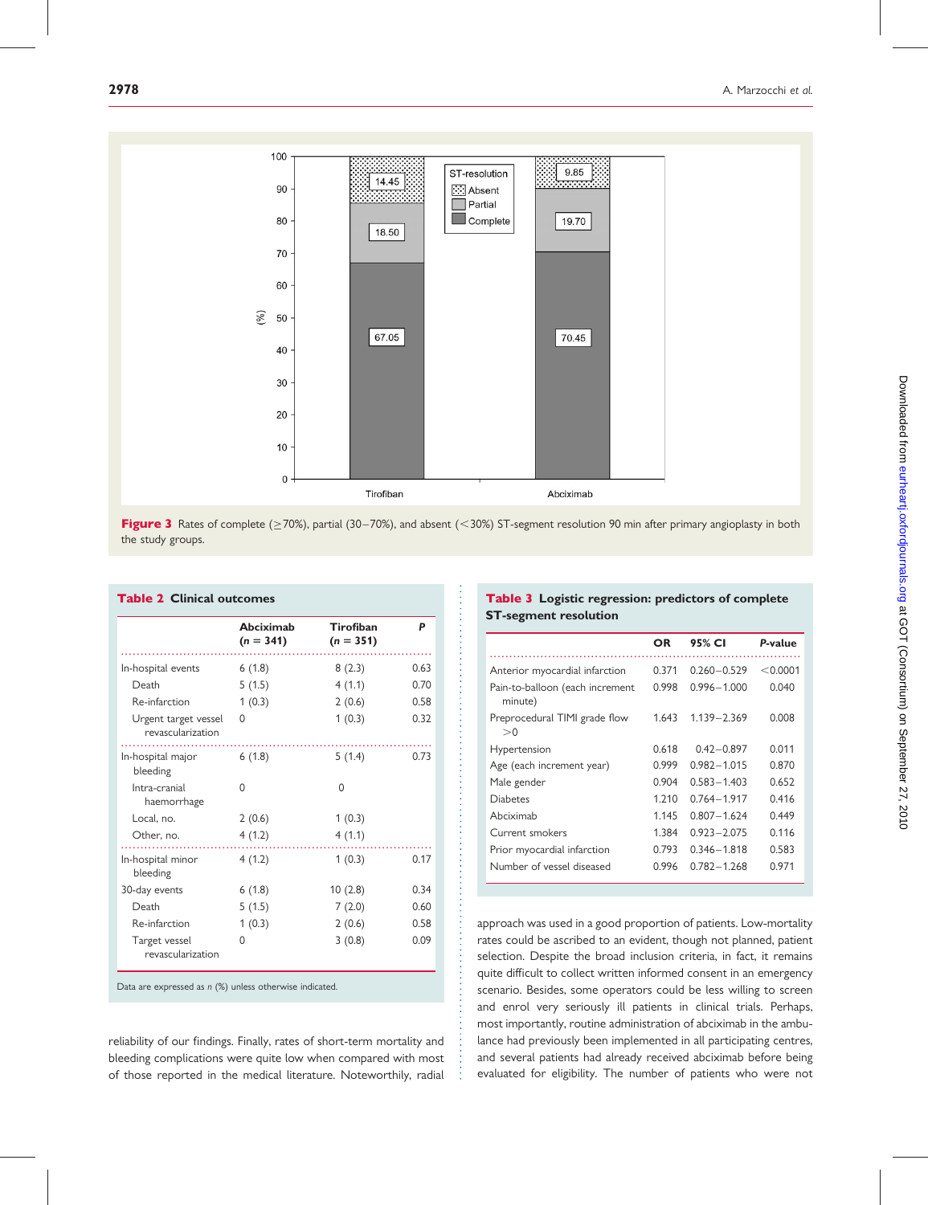Figure 3 Rates of complete (≥70%), partial (30–70%), and absent (<30%) ST-segment resolution 90 min after primary angioplasty in both the study groups.

**Table 2 Clinical outcomes**

| | Abciximab ($n$ = 341) | Tirofiban ($n$ = 351) | $P$ |
|---|---|---|---|
| In-hospital events | 6 (1.8) | 8 (2.3) | 0.63 |
| Death | 5 (1.5) | 4 (1.1) | 0.70 |
| Re-infarction | 1 (0.3) | 2 (0.6) | 0.58 |
| Urgent target vessel revascularization | 0 | 1 (0.3) | 0.32 |
| In-hospital major bleeding | 6 (1.8) | 5 (1.4) | 0.73 |
| Intra-cranial haemorrhage | 0 | 0 | |
| Local, no. | 2 (0.6) | 1 (0.3) | |
| Other, no. | 4 (1.2) | 4 (1.1) | |
| In-hospital minor bleeding | 4 (1.2) | 1 (0.3) | 0.17 |
| 30-day events | 6 (1.8) | 10 (2.8) | 0.34 |
| Death | 5 (1.5) | 7 (2.0) | 0.60 |
| Re-infarction | 1 (0.3) | 2 (0.6) | 0.58 |
| Target vessel revascularization | 0 | 3 (0.8) | 0.09 |

Data are expressed as $n$ (%) unless otherwise indicated.

**Table 3 Logistic regression: predictors of complete ST-segment resolution**

| | OR | 95% CI | P-value |
|---|---|---|---|
| Anterior myocardial infarction | 0.371 | 0.260–0.529 | <0.0001 |
| Pain-to-balloon (each increment minute) | 0.998 | 0.996–1.000 | 0.040 |
| Preprocedural TIMI grade flow >0 | 1.643 | 1.139–2.369 | 0.008 |
| Hypertension | 0.618 | 0.42–0.897 | 0.011 |
| Age (each increment year) | 0.999 | 0.982–1.015 | 0.870 |
| Male gender | 0.904 | 0.583–1.403 | 0.652 |
| Diabetes | 1.210 | 0.764–1.917 | 0.416 |
| Abciximab | 1.145 | 0.807–1.624 | 0.449 |
| Current smokers | 1.384 | 0.923–2.075 | 0.116 |
| Prior myocardial infarction | 0.793 | 0.346–1.818 | 0.583 |
| Number of vessel diseased | 0.996 | 0.782–1.268 | 0.971 |

reliability of our findings. Finally, rates of short-term mortality and bleeding complications were quite low when compared with most of those reported in the medical literature. Noteworthily, radial approach was used in a good proportion of patients. Low-mortality rates could be ascribed to an evident, though not planned, patient selection. Despite the broad inclusion criteria, in fact, it remains quite difficult to collect written informed consent in an emergency scenario. Besides, some operators could be less willing to screen and enrol very seriously ill patients in clinical trials. Perhaps, most importantly, routine administration of abciximab in the ambulance had previously been implemented in all participating centres, and several patients had already received abciximab before being evaluated for eligibility. The number of patients who were not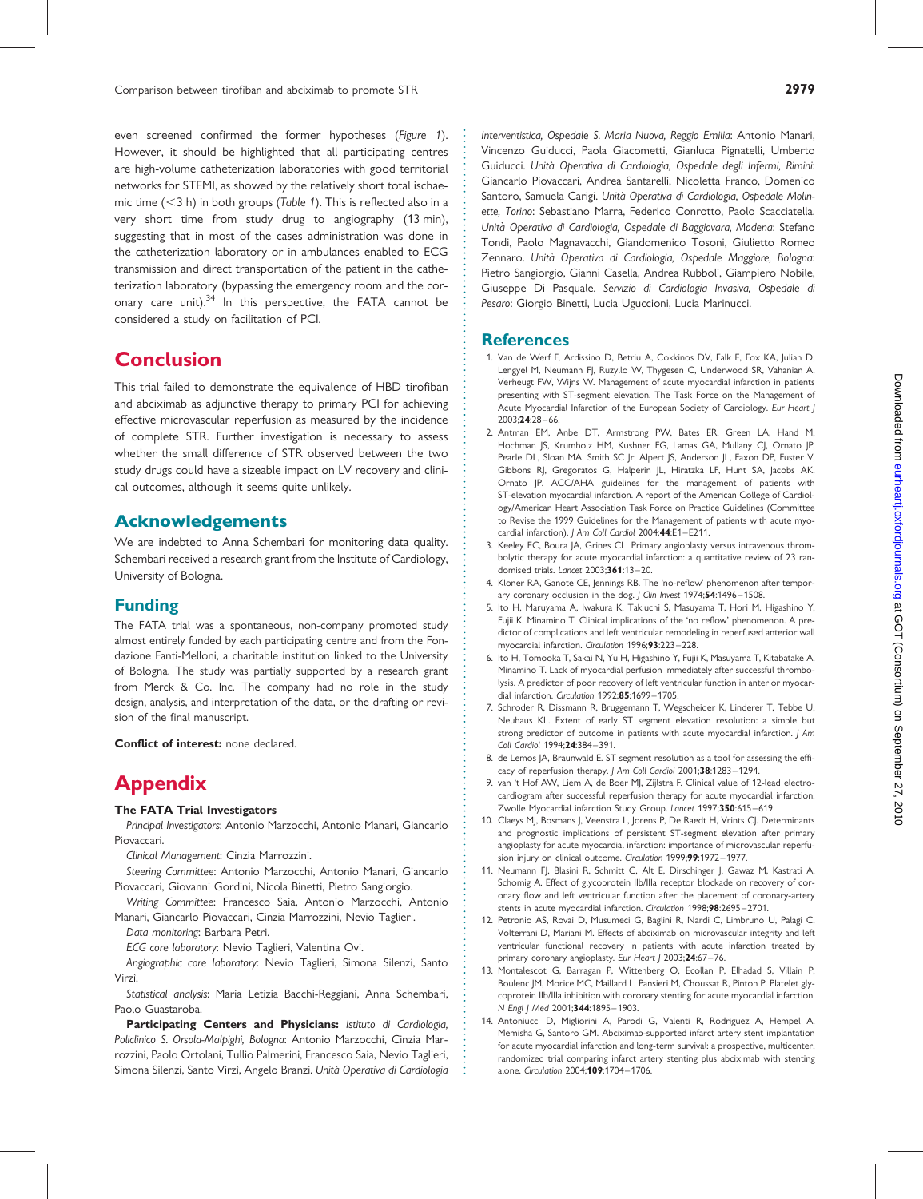even screened confirmed the former hypotheses (*Figure 1*). However, it should be highlighted that all participating centres are high-volume catheterization laboratories with good territorial networks for STEMI, as showed by the relatively short total ischaemic time (<3 h) in both groups (*Table 1*). This is reflected also in a very short time from study drug to angiography (13 min), suggesting that in most of the cases administration was done in the catheterization laboratory or in ambulances enabled to ECG transmission and direct transportation of the patient in the catheterization laboratory (bypassing the emergency room and the coronary care unit).[34] In this perspective, the FATA cannot be considered a study on facilitation of PCI.

# Conclusion

This trial failed to demonstrate the equivalence of HBD tirofiban and abciximab as adjunctive therapy to primary PCI for achieving effective microvascular reperfusion as measured by the incidence of complete STR. Further investigation is necessary to assess whether the small difference of STR observed between the two study drugs could have a sizeable impact on LV recovery and clinical outcomes, although it seems quite unlikely.

## Acknowledgements

We are indebted to Anna Schembari for monitoring data quality. Schembari received a research grant from the Institute of Cardiology, University of Bologna.

## Funding

The FATA trial was a spontaneous, non-company promoted study almost entirely funded by each participating centre and from the Fondazione Fanti-Melloni, a charitable institution linked to the University of Bologna. The study was partially supported by a research grant from Merck & Co. Inc. The company had no role in the study design, analysis, and interpretation of the data, or the drafting or revision of the final manuscript.

**Conflict of interest:** none declared.

# Appendix

### The FATA Trial Investigators

*Principal Investigators*: Antonio Marzocchi, Antonio Manari, Giancarlo Piovaccari.

*Clinical Management*: Cinzia Marrozzini.

*Steering Committee*: Antonio Marzocchi, Antonio Manari, Giancarlo Piovaccari, Giovanni Gordini, Nicola Binetti, Pietro Sangiorgio.

*Writing Committee*: Francesco Saia, Antonio Marzocchi, Antonio Manari, Giancarlo Piovaccari, Cinzia Marrozzini, Nevio Taglieri.

*Data monitoring*: Barbara Petri.

*ECG core laboratory*: Nevio Taglieri, Valentina Ovi.

*Angiographic core laboratory*: Nevio Taglieri, Simona Silenzi, Santo Virzì.

*Statistical analysis*: Maria Letizia Bacchi-Reggiani, Anna Schembari, Paolo Guastaroba.

**Participating Centers and Physicians:** *Istituto di Cardiologia, Policlinico S. Orsola-Malpighi, Bologna*: Antonio Marzocchi, Cinzia Marrozzini, Paolo Ortolani, Tullio Palmerini, Francesco Saia, Nevio Taglieri, Simona Silenzi, Santo Virzì, Angelo Branzi. *Unità Operativa di Cardiologia Interventistica, Ospedale S. Maria Nuova, Reggio Emilia*: Antonio Manari, Vincenzo Guiducci, Paola Giacometti, Gianluca Pignatelli, Umberto Guiducci. *Unità Operativa di Cardiologia, Ospedale degli Infermi, Rimini*: Giancarlo Piovaccari, Andrea Santarelli, Nicoletta Franco, Domenico Santoro, Samuela Carigi. *Unità Operativa di Cardiologia, Ospedale Molinette, Torino*: Sebastiano Marra, Federico Conrotto, Paolo Scacciatella. *Unità Operativa di Cardiologia, Ospedale di Baggiovara, Modena*: Stefano Tondi, Paolo Magnavacchi, Giandomenico Tosoni, Giulietto Romeo Zennaro. *Unità Operativa di Cardiologia, Ospedale Maggiore, Bologna*: Pietro Sangiorgio, Gianni Casella, Andrea Rubboli, Giampiero Nobile, Giuseppe Di Pasquale. *Servizio di Cardiologia Invasiva, Ospedale di Pesaro*: Giorgio Binetti, Lucia Uguccioni, Lucia Marinucci.

## References

1. Van de Werf F, Ardissino D, Betriu A, Cokkinos DV, Falk E, Fox KA, Julian D, Lengyel M, Neumann FJ, Ruzyllo W, Thygesen C, Underwood SR, Vahanian A, Verheugt FW, Wijns W. Management of acute myocardial infarction in patients presenting with ST-segment elevation. The Task Force on the Management of Acute Myocardial Infarction of the European Society of Cardiology. *Eur Heart J* 2003;**24**:28–66.
2. Antman EM, Anbe DT, Armstrong PW, Bates ER, Green LA, Hand M, Hochman JS, Krumholz HM, Kushner FG, Lamas GA, Mullany CJ, Ornato JP, Pearle DL, Sloan MA, Smith SC Jr, Alpert JS, Anderson JL, Faxon DP, Fuster V, Gibbons RJ, Gregoratos G, Halperin JL, Hiratzka LF, Hunt SA, Jacobs AK, Ornato JP. ACC/AHA guidelines for the management of patients with ST-elevation myocardial infarction. A report of the American College of Cardiology/American Heart Association Task Force on Practice Guidelines (Committee to Revise the 1999 Guidelines for the Management of patients with acute myocardial infarction). *J Am Coll Cardiol* 2004;**44**:E1–E211.
3. Keeley EC, Boura JA, Grines CL. Primary angioplasty versus intravenous thrombolytic therapy for acute myocardial infarction: a quantitative review of 23 randomised trials. *Lancet* 2003;**361**:13–20.
4. Kloner RA, Ganote CE, Jennings RB. The 'no-reflow' phenomenon after temporary coronary occlusion in the dog. *J Clin Invest* 1974;**54**:1496–1508.
5. Ito H, Maruyama A, Iwakura K, Takiuchi S, Masuyama T, Hori M, Higashino Y, Fujii K, Minamino T. Clinical implications of the 'no reflow' phenomenon. A predictor of complications and left ventricular remodeling in reperfused anterior wall myocardial infarction. *Circulation* 1996;**93**:223–228.
6. Ito H, Tomooka T, Sakai N, Yu H, Higashino Y, Fujii K, Masuyama T, Kitabatake A, Minamino T. Lack of myocardial perfusion immediately after successful thrombolysis. A predictor of poor recovery of left ventricular function in anterior myocardial infarction. *Circulation* 1992;**85**:1699–1705.
7. Schroder R, Dissmann R, Bruggemann T, Wegscheider K, Linderer T, Tebbe U, Neuhaus KL. Extent of early ST segment elevation resolution: a simple but strong predictor of outcome in patients with acute myocardial infarction. *J Am Coll Cardiol* 1994;**24**:384–391.
8. de Lemos JA, Braunwald E. ST segment resolution as a tool for assessing the efficacy of reperfusion therapy. *J Am Coll Cardiol* 2001;**38**:1283–1294.
9. van 't Hof AW, Liem A, de Boer MJ, Zijlstra F. Clinical value of 12-lead electrocardiogram after successful reperfusion therapy for acute myocardial infarction. Zwolle Myocardial infarction Study Group. *Lancet* 1997;**350**:615–619.
10. Claeys MJ, Bosmans J, Veenstra L, Jorens P, De Raedt H, Vrints CJ. Determinants and prognostic implications of persistent ST-segment elevation after primary angioplasty for acute myocardial infarction: importance of microvascular reperfusion injury on clinical outcome. *Circulation* 1999;**99**:1972–1977.
11. Neumann FJ, Blasini R, Schmitt C, Alt E, Dirschinger J, Gawaz M, Kastrati A, Schomig A. Effect of glycoprotein IIb/IIIa receptor blockade on recovery of coronary flow and left ventricular function after the placement of coronary-artery stents in acute myocardial infarction. *Circulation* 1998;**98**:2695–2701.
12. Petronio AS, Rovai D, Musumeci G, Baglini R, Nardi C, Limbruno U, Palagi C, Volterrani D, Mariani M. Effects of abciximab on microvascular integrity and left ventricular functional recovery in patients with acute infarction treated by primary coronary angioplasty. *Eur Heart J* 2003;**24**:67–76.
13. Montalescot G, Barragan P, Wittenberg O, Ecollan P, Elhadad S, Villain P, Boulenc JM, Morice MC, Maillard L, Pansieri M, Choussat R, Pinton P. Platelet glycoprotein IIb/IIIa inhibition with coronary stenting for acute myocardial infarction. *N Engl J Med* 2001;**344**:1895–1903.
14. Antoniucci D, Migliorini A, Parodi G, Valenti R, Rodriguez A, Hempel A, Memisha G, Santoro GM. Abciximab-supported infarct artery stent implantation for acute myocardial infarction and long-term survival: a prospective, multicenter, randomized trial comparing infarct artery stenting plus abciximab with stenting alone. *Circulation* 2004;**109**:1704–1706.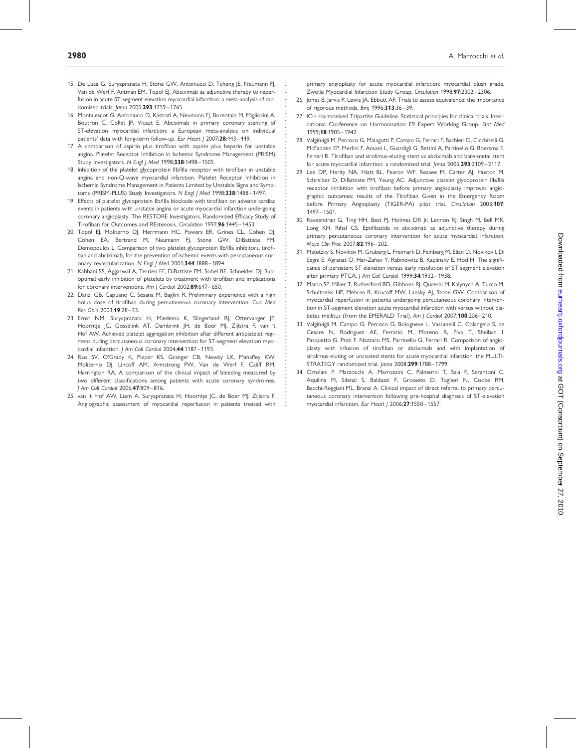15. De Luca G, Suryapranata H, Stone GW, Antoniucci D, Tcheng JE, Neumann FJ, Van de Werf F, Antman EM, Topol EJ. Abciximab as adjunctive therapy to reperfusion in acute ST-segment elevation myocardial infarction: a meta-analysis of randomized trials. *Jama* 2005;**293**:1759–1765.
16. Montalescot G, Antoniucci D, Kastrati A, Neumann FJ, Borentain M, Migliorini A, Boutron C, Collet JP, Vicaut E. Abciximab in primary coronary stenting of ST-elevation myocardial infarction: a European meta-analysis on individual patients' data with long-term follow-up. *Eur Heart J* 2007;**28**:443–449.
17. A comparison of aspirin plus tirofiban with aspirin plus heparin for unstable angina. Platelet Receptor Inhibition in Ischemic Syndrome Management (PRISM) Study Investigators. *N Engl J Med* 1998;**338**:1498–1505.
18. Inhibition of the platelet glycoprotein IIb/IIIa receptor with tirofiban in unstable angina and non-Q-wave myocardial infarction. Platelet Receptor Inhibition in Ischemic Syndrome Management in Patients Limited by Unstable Signs and Symptoms (PRISM-PLUS) Study Investigators. *N Engl J Med* 1998;**338**:1488–1497.
19. Effects of platelet glycoprotein IIb/IIIa blockade with tirofiban on adverse cardiac events in patients with unstable angina or acute myocardial infarction undergoing coronary angioplasty. The RESTORE Investigators. Randomized Efficacy Study of Tirofiban for Outcomes and REstenosis. *Circulation* 1997;**96**:1445–1453.
20. Topol EJ, Moliterno DJ, Herrmann HC, Powers ER, Grines CL, Cohen DJ, Cohen EA, Bertrand M, Neumann FJ, Stone GW, DiBattiste PM, Demopoulos L. Comparison of two platelet glycoprotein IIb/IIIa inhibitors, tirofiban and abciximab, for the prevention of ischemic events with percutaneous coronary revascularization. *N Engl J Med* 2001;**344**:1888–1894.
21. Kabbani SS, Aggarwal A, Terrien EF, DiBattiste PM, Sobel BE, Schneider DJ. Suboptimal early inhibition of platelets by treatment with tirofiban and implications for coronary interventions. *Am J Cardiol* 2002;**89**:647–650.
22. Danzi GB, Capuano C, Sesana M, Baglini R. Preliminary experience with a high bolus dose of tirofiban during percutaneous coronary intervention. *Curr Med Res Opin* 2003;**19**:28–33.
23. Ernst NM, Suryapranata H, Miedema K, Slingerland RJ, Ottervanger JP, Hoorntje JC, Gosselink AT, Dambrink JH, de Boer MJ, Zijlstra F, van 't Hof AW. Achieved platelet aggregation inhibition after different antiplatelet regimens during percutaneous coronary intervention for ST-segment elevation myocardial infarction. *J Am Coll Cardiol* 2004;**44**:1187–1193.
24. Rao SV, O'Grady K, Pieper KS, Granger CB, Newby LK, Mahaffey KW, Moliterno DJ, Lincoff AM, Armstrong PW, Van de Werf F, Califf RM, Harrington RA. A comparison of the clinical impact of bleeding measured by two different classifications among patients with acute coronary syndromes. *J Am Coll Cardiol* 2006;**47**:809–816.
25. van 't Hof AW, Liem A, Suryapranata H, Hoorntje JC, de Boer MJ, Zijlstra F. Angiographic assessment of myocardial reperfusion in patients treated with primary angioplasty for acute myocardial infarction: myocardial blush grade. Zwolle Myocardial Infarction Study Group. *Circulation* 1998;**97**:2302–2306.
26. Jones B, Jarvis P, Lewis JA, Ebbutt AF. Trials to assess equivalence: the importance of rigorous methods. *Bmj* 1996;**313**:36–39.
27. ICH Harmonised Tripartite Guideline. Statistical principles for clinical trials. International Conference on Harmonisation E9 Expert Working Group. *Stat Med* 1999;**18**:1905–1942.
28. Valgimigli M, Percoco G, Malagutti P, Campo G, Ferrari F, Barbieri D, Cicchitelli G, McFadden EP, Merlini F, Ansani L, Guardigli G, Bettini A, Parrinello G, Boersma E, Ferrari R. Tirofiban and sirolimus-eluting stent vs abciximab and bare-metal stent for acute myocardial infarction: a randomized trial. *Jama* 2005;**293**:2109–2117.
29. Lee DP, Herity NA, Hiatt BL, Fearon WF, Rezaee M, Carter AJ, Huston M, Schreiber D, DiBattiste PM, Yeung AC. Adjunctive platelet glycoprotein IIb/IIIa receptor inhibition with tirofiban before primary angioplasty improves angiographic outcomes: results of the TIrofiban Given in the Emergency Room before Primary Angioplasty (TIGER-PA) pilot trial. *Circulation* 2003;**107**: 1497–1501.
30. Raveendran G, Ting HH, Best PJ, Holmes DR Jr, Lennon RJ, Singh M, Bell MR, Long KH, Rihal CS. Eptifibatide vs abciximab as adjunctive therapy during primary percutaneous coronary intervention for acute myocardial infarction. *Mayo Clin Proc* 2007;**82**:196–202.
31. Matetzky S, Novikov M, Gruberg L, Freimark D, Feinberg M, Elian D, Novikov I, Di Segni E, Agranat O, Har-Zahav Y, Rabinowitz B, Kaplinsky E, Hod H. The significance of persistent ST elevation versus early resolution of ST segment elevation after primary PTCA. *J Am Coll Cardiol* 1999;**34**:1932–1938.
32. Marso SP, Miller T, Rutherford BD, Gibbons RJ, Qureshi M, Kalynych A, Turco M, Schultheiss HP, Mehran R, Krucoff MW, Lansky AJ, Stone GW. Comparison of myocardial reperfusion in patients undergoing percutaneous coronary intervention in ST-segment elevation acute myocardial infarction with versus without diabetes mellitus (from the EMERALD Trial). *Am J Cardiol* 2007;**100**:206–210.
33. Valgimigli M, Campo G, Percoco G, Bolognese L, Vassanelli C, Colangelo S, de Cesare N, Rodriguez AE, Ferrario M, Moreno R, Piva T, Sheiban I, Pasquetto G, Prati F, Nazzaro MS, Parrinello G, Ferrari R. Comparison of angioplasty with infusion of tirofiban or abciximab and with implantation of sirolimus-eluting or uncoated stents for acute myocardial infarction: the MULTISTRATEGY randomized trial. *Jama* 2008;**299**:1788–1799.
34. Ortolani P, Marzocchi A, Marrozzini C, Palmerini T, Saia F, Serantoni C, Aquilina M, Silenzi S, Baldazzi F, Grosseto D, Taglieri N, Cooke RM, Bacchi-Reggiani ML, Branzi A. Clinical impact of direct referral to primary percutaneous coronary intervention following pre-hospital diagnosis of ST-elevation myocardial infarction. *Eur Heart J* 2006;**27**:1550–1557.